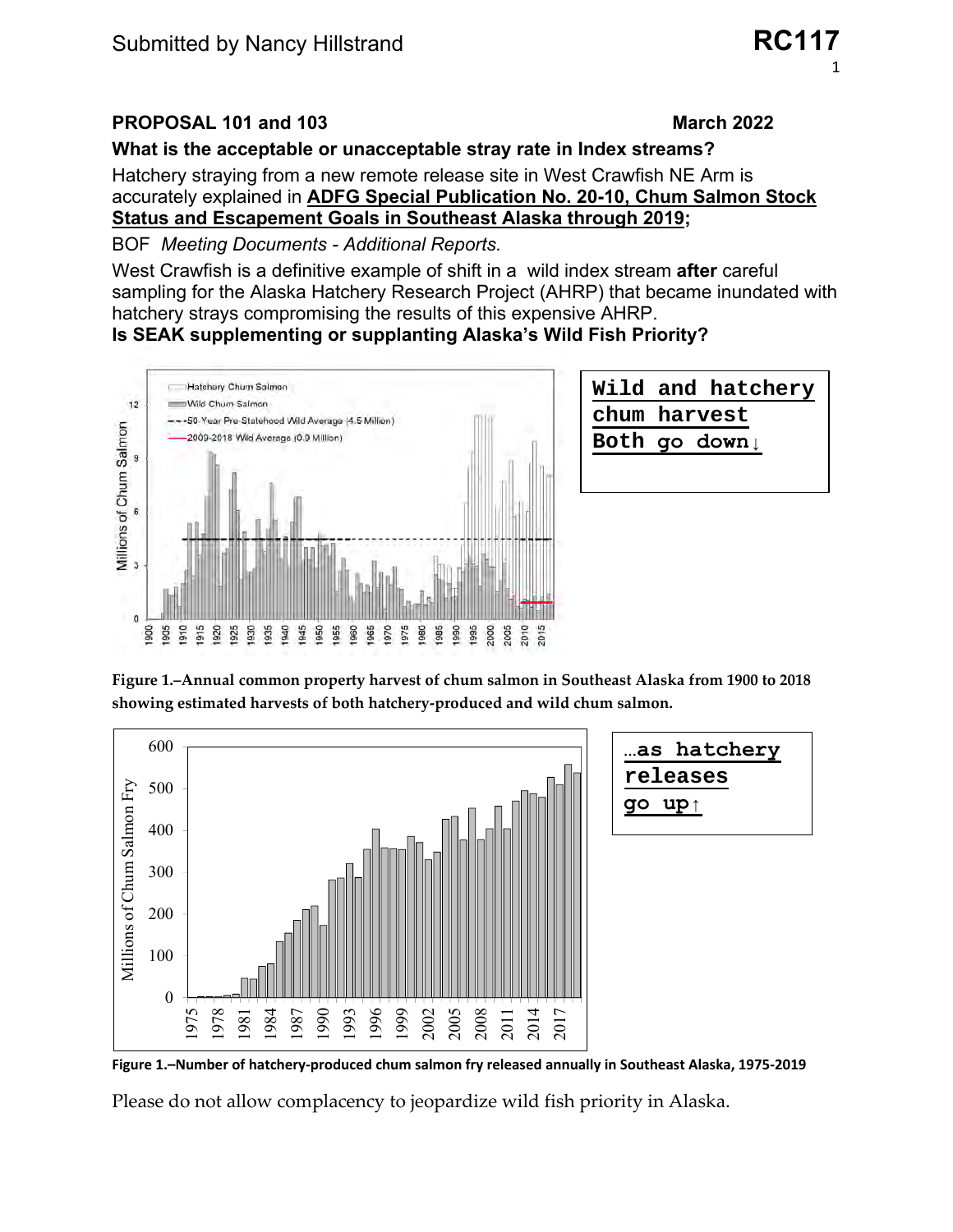Submitted by Nancy Hillstrand **RC117**

**PROPOSAL 101 and 103** **March 2022**

**What is the acceptable or unacceptable stray rate in Index streams?**

Hatchery straying from a new remote release site in West Crawfish NE Arm is accurately explained in **ADFG Special Publication No. 20-10, Chum Salmon Stock Status and Escapement Goals in Southeast Alaska through 2019;**

BOF *Meeting Documents - Additional Reports.*

West Crawfish is a definitive example of shift in a wild index stream **after** careful sampling for the Alaska Hatchery Research Project (AHRP) that became inundated with hatchery strays compromising the results of this expensive AHRP.

**Is SEAK supplementing or supplanting Alaska's Wild Fish Priority?**

**Wild and hatchery chum harvest Both go down↓**

**Figure 1.–Annual common property harvest of chum salmon in Southeast Alaska from 1900 to 2018 showing estimated harvests of both hatchery-produced and wild chum salmon.**

**…as hatchery releases go up↑**

**Figure 1.–Number of hatchery-produced chum salmon fry released annually in Southeast Alaska, 1975-2019**

Please do not allow complacency to jeopardize wild fish priority in Alaska.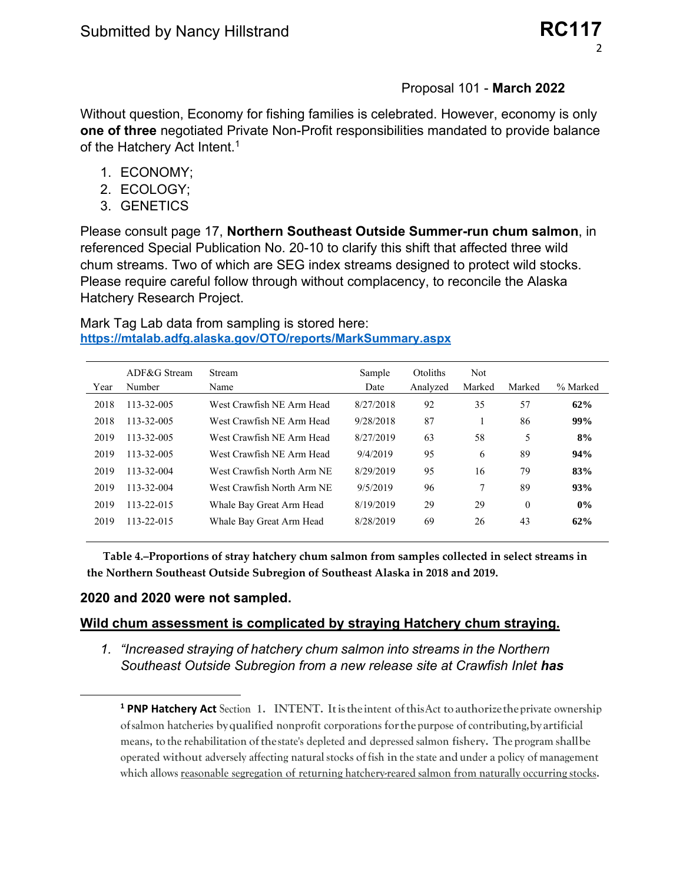Proposal 101 - **March 2022**

Without question, Economy for fishing families is celebrated. However, economy is only **one of three** negotiated Private Non-Profit responsibilities mandated to provide balance of the Hatchery Act Intent.[1]

1. ECONOMY;
2. ECOLOGY;
3. GENETICS

Please consult page 17, **Northern Southeast Outside Summer-run chum salmon**, in referenced Special Publication No. 20-10 to clarify this shift that affected three wild chum streams. Two of which are SEG index streams designed to protect wild stocks. Please require careful follow through without complacency, to reconcile the Alaska Hatchery Research Project.

Mark Tag Lab data from sampling is stored here: **https://mtalab.adfg.alaska.gov/OTO/reports/MarkSummary.aspx**

| Year | ADF&G Stream Number | Stream Name | Sample Date | Otoliths Analyzed | Not Marked | Marked | % Marked |
|---|---|---|---|---|---|---|---|
| 2018 | 113-32-005 | West Crawfish NE Arm Head | 8/27/2018 | 92 | 35 | 57 | **62%** |
| 2018 | 113-32-005 | West Crawfish NE Arm Head | 9/28/2018 | 87 | 1 | 86 | **99%** |
| 2019 | 113-32-005 | West Crawfish NE Arm Head | 8/27/2019 | 63 | 58 | 5 | **8%** |
| 2019 | 113-32-005 | West Crawfish NE Arm Head | 9/4/2019 | 95 | 6 | 89 | **94%** |
| 2019 | 113-32-004 | West Crawfish North Arm NE | 8/29/2019 | 95 | 16 | 79 | **83%** |
| 2019 | 113-32-004 | West Crawfish North Arm NE | 9/5/2019 | 96 | 7 | 89 | **93%** |
| 2019 | 113-22-015 | Whale Bay Great Arm Head | 8/19/2019 | 29 | 29 | 0 | **0%** |
| 2019 | 113-22-015 | Whale Bay Great Arm Head | 8/28/2019 | 69 | 26 | 43 | **62%** |

**Table 4.–Proportions of stray hatchery chum salmon from samples collected in select streams in the Northern Southeast Outside Subregion of Southeast Alaska in 2018 and 2019.**

**2020 and 2020 were not sampled.**

**<u>Wild chum assessment is complicated by straying Hatchery chum straying.</u>**

1. *"Increased straying of hatchery chum salmon into streams in the Northern Southeast Outside Subregion from a new release site at Crawfish Inlet **has***

---

[1] **PNP Hatchery Act** Section 1. INTENT. It is the intent of this Act to authorize the private ownership of salmon hatcheries by qualified nonprofit corporations for the purpose of contributing, by artificial means, to the rehabilitation of the state's depleted and depressed salmon fishery. The program shall be operated without adversely affecting natural stocks of fish in the state and under a policy of management which allows <u>reasonable segregation of returning hatchery-reared salmon from naturally occurring stocks</u>.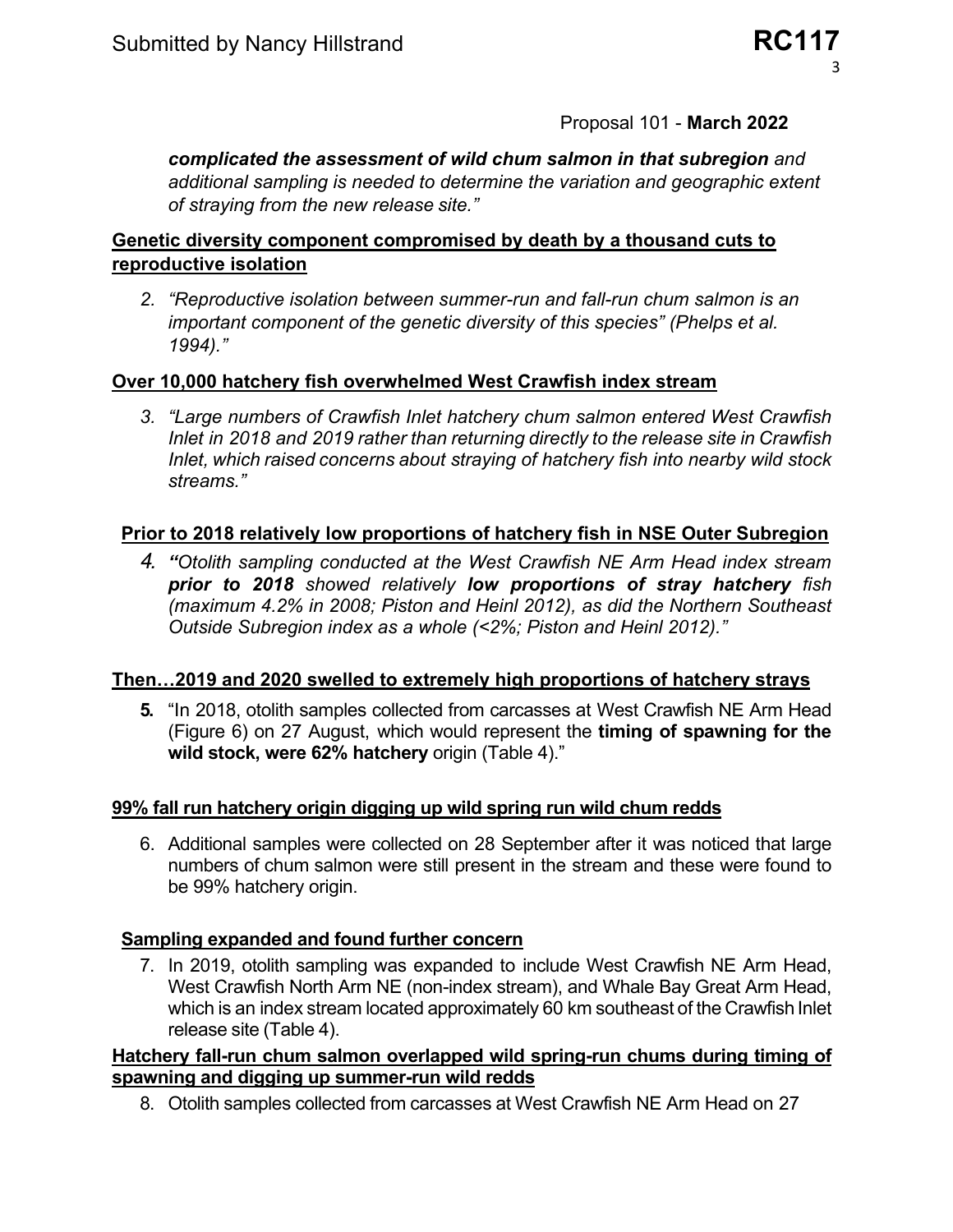Proposal 101 - **March 2022**

*complicated the assessment of wild chum salmon in that subregion** and additional sampling is needed to determine the variation and geographic extent of straying from the new release site."*

**Genetic diversity component compromised by death by a thousand cuts to reproductive isolation**

2. *"Reproductive isolation between summer-run and fall-run chum salmon is an important component of the genetic diversity of this species" (Phelps et al. 1994)."*

**Over 10,000 hatchery fish overwhelmed West Crawfish index stream**

3. *"Large numbers of Crawfish Inlet hatchery chum salmon entered West Crawfish Inlet in 2018 and 2019 rather than returning directly to the release site in Crawfish Inlet, which raised concerns about straying of hatchery fish into nearby wild stock streams."*

**Prior to 2018 relatively low proportions of hatchery fish in NSE Outer Subregion**

4. *"Otolith sampling conducted at the West Crawfish NE Arm Head index stream **prior to 2018** showed relatively **low proportions of stray hatchery** fish (maximum 4.2% in 2008; Piston and Heinl 2012), as did the Northern Southeast Outside Subregion index as a whole (<2%; Piston and Heinl 2012)."*

**Then…2019 and 2020 swelled to extremely high proportions of hatchery strays**

5. "In 2018, otolith samples collected from carcasses at West Crawfish NE Arm Head (Figure 6) on 27 August, which would represent the **timing of spawning for the wild stock, were 62% hatchery** origin (Table 4)."

**99% fall run hatchery origin digging up wild spring run wild chum redds**

6. Additional samples were collected on 28 September after it was noticed that large numbers of chum salmon were still present in the stream and these were found to be 99% hatchery origin.

**Sampling expanded and found further concern**

7. In 2019, otolith sampling was expanded to include West Crawfish NE Arm Head, West Crawfish North Arm NE (non-index stream), and Whale Bay Great Arm Head, which is an index stream located approximately 60 km southeast of the Crawfish Inlet release site (Table 4).

**Hatchery fall-run chum salmon overlapped wild spring-run chums during timing of spawning and digging up summer-run wild redds**

8. Otolith samples collected from carcasses at West Crawfish NE Arm Head on 27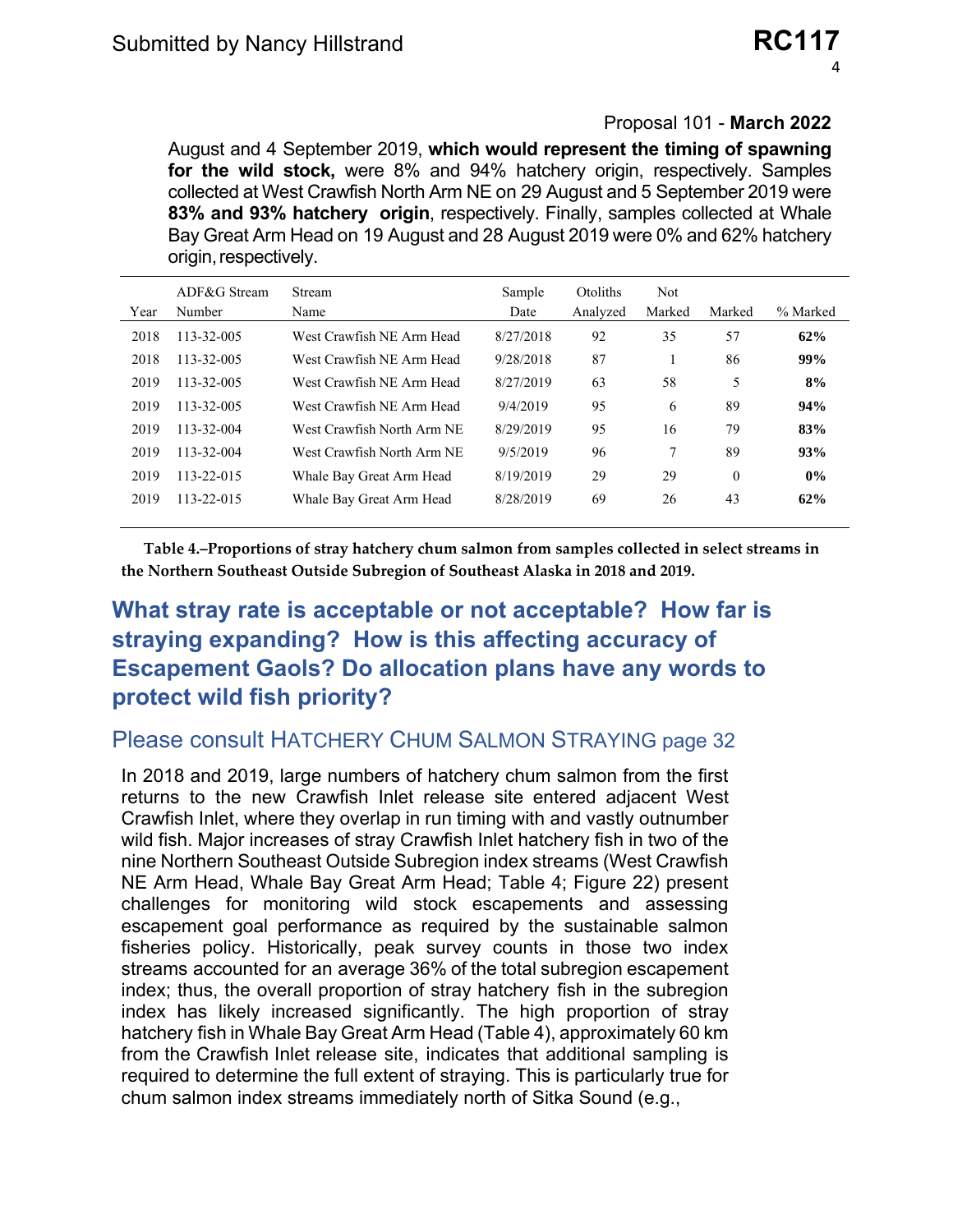Proposal 101 - **March 2022**

August and 4 September 2019, **which would represent the timing of spawning for the wild stock,** were 8% and 94% hatchery origin, respectively. Samples collected at West Crawfish North Arm NE on 29 August and 5 September 2019 were **83% and 93% hatchery origin**, respectively. Finally, samples collected at Whale Bay Great Arm Head on 19 August and 28 August 2019 were 0% and 62% hatchery origin, respectively.

| Year | ADF&G Stream Number | Stream Name | Sample Date | Otoliths Analyzed | Not Marked | Marked | % Marked |
|---|---|---|---|---|---|---|---|
| 2018 | 113-32-005 | West Crawfish NE Arm Head | 8/27/2018 | 92 | 35 | 57 | **62%** |
| 2018 | 113-32-005 | West Crawfish NE Arm Head | 9/28/2018 | 87 | 1 | 86 | **99%** |
| 2019 | 113-32-005 | West Crawfish NE Arm Head | 8/27/2019 | 63 | 58 | 5 | **8%** |
| 2019 | 113-32-005 | West Crawfish NE Arm Head | 9/4/2019 | 95 | 6 | 89 | **94%** |
| 2019 | 113-32-004 | West Crawfish North Arm NE | 8/29/2019 | 95 | 16 | 79 | **83%** |
| 2019 | 113-32-004 | West Crawfish North Arm NE | 9/5/2019 | 96 | 7 | 89 | **93%** |
| 2019 | 113-22-015 | Whale Bay Great Arm Head | 8/19/2019 | 29 | 29 | 0 | **0%** |
| 2019 | 113-22-015 | Whale Bay Great Arm Head | 8/28/2019 | 69 | 26 | 43 | **62%** |

**Table 4.–Proportions of stray hatchery chum salmon from samples collected in select streams in the Northern Southeast Outside Subregion of Southeast Alaska in 2018 and 2019.**

## What stray rate is acceptable or not acceptable? How far is straying expanding? How is this affecting accuracy of Escapement Gaols? Do allocation plans have any words to protect wild fish priority?

### Please consult HATCHERY CHUM SALMON STRAYING page 32

In 2018 and 2019, large numbers of hatchery chum salmon from the first returns to the new Crawfish Inlet release site entered adjacent West Crawfish Inlet, where they overlap in run timing with and vastly outnumber wild fish. Major increases of stray Crawfish Inlet hatchery fish in two of the nine Northern Southeast Outside Subregion index streams (West Crawfish NE Arm Head, Whale Bay Great Arm Head; Table 4; Figure 22) present challenges for monitoring wild stock escapements and assessing escapement goal performance as required by the sustainable salmon fisheries policy. Historically, peak survey counts in those two index streams accounted for an average 36% of the total subregion escapement index; thus, the overall proportion of stray hatchery fish in the subregion index has likely increased significantly. The high proportion of stray hatchery fish in Whale Bay Great Arm Head (Table 4), approximately 60 km from the Crawfish Inlet release site, indicates that additional sampling is required to determine the full extent of straying. This is particularly true for chum salmon index streams immediately north of Sitka Sound (e.g.,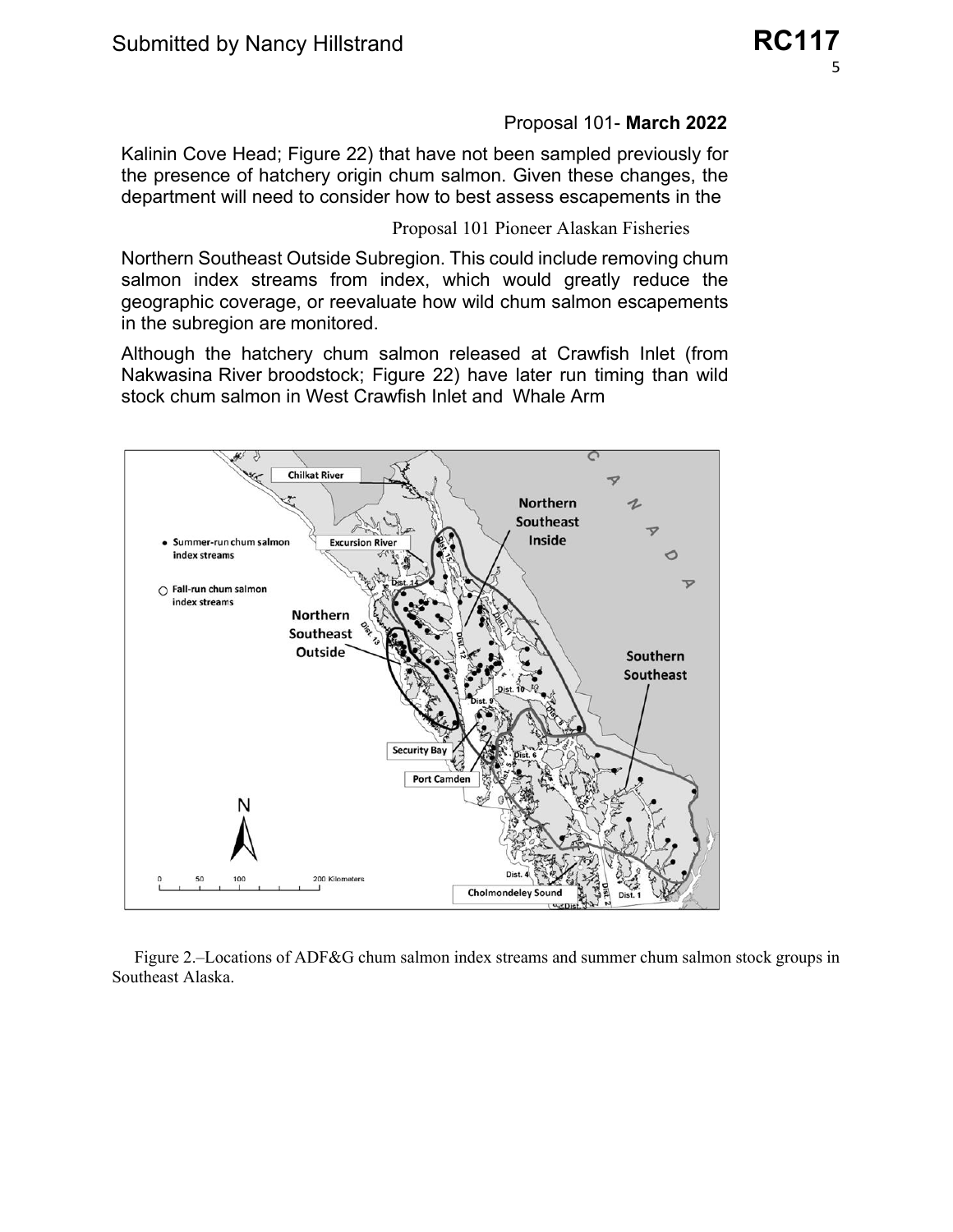Proposal 101- **March 2022**

Kalinin Cove Head; Figure 22) that have not been sampled previously for the presence of hatchery origin chum salmon. Given these changes, the department will need to consider how to best assess escapements in the

Proposal 101 Pioneer Alaskan Fisheries

Northern Southeast Outside Subregion. This could include removing chum salmon index streams from index, which would greatly reduce the geographic coverage, or reevaluate how wild chum salmon escapements in the subregion are monitored.

Although the hatchery chum salmon released at Crawfish Inlet (from Nakwasina River broodstock; Figure 22) have later run timing than wild stock chum salmon in West Crawfish Inlet and Whale Arm

Figure 2.–Locations of ADF&G chum salmon index streams and summer chum salmon stock groups in Southeast Alaska.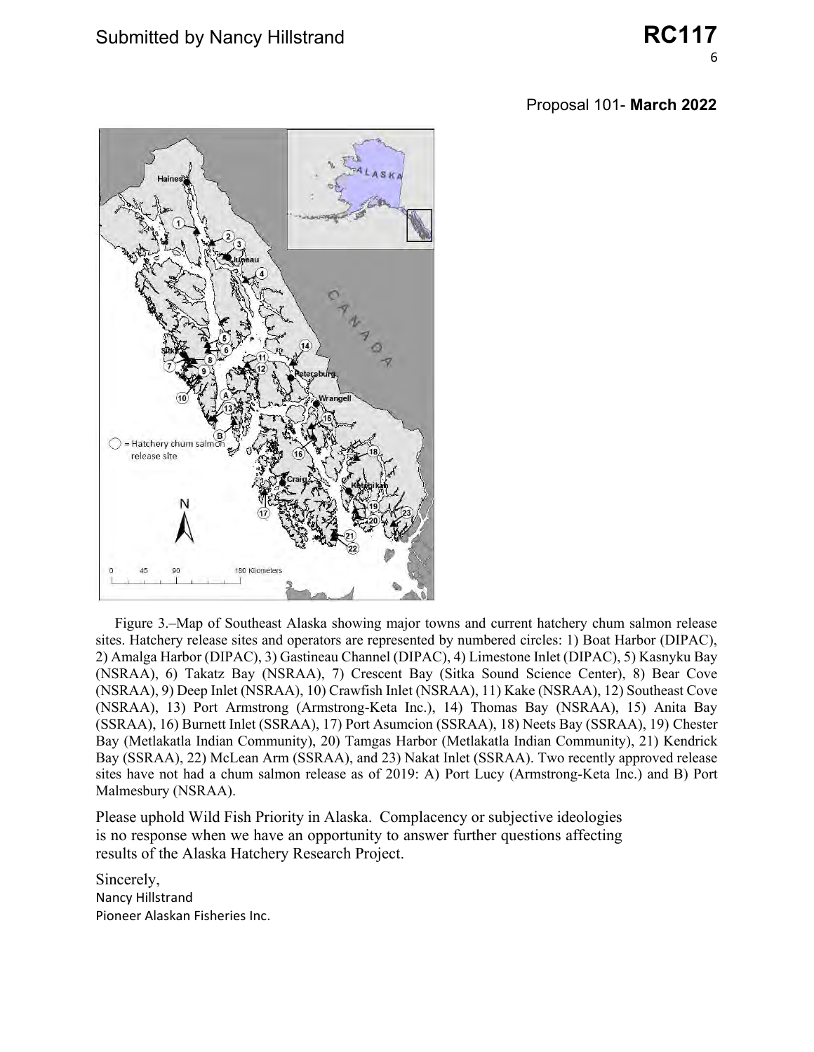Submitted by Nancy Hillstrand

**RC117**

Proposal 101- **March 2022**

Haines
Juneau
Sitka
Petersburg
Wrangell
Craig
Ketchikan
CANADA
ALASKA
1 2 3 4 5 6 7 8 9 10 11 12 13 14 15 16 17 18 19 20 21 22 23 A B
= Hatchery chum salmon release site
N
0 45 90 180 Kilometers

Figure 3.–Map of Southeast Alaska showing major towns and current hatchery chum salmon release sites. Hatchery release sites and operators are represented by numbered circles: 1) Boat Harbor (DIPAC), 2) Amalga Harbor (DIPAC), 3) Gastineau Channel (DIPAC), 4) Limestone Inlet (DIPAC), 5) Kasnyku Bay (NSRAA), 6) Takatz Bay (NSRAA), 7) Crescent Bay (Sitka Sound Science Center), 8) Bear Cove (NSRAA), 9) Deep Inlet (NSRAA), 10) Crawfish Inlet (NSRAA), 11) Kake (NSRAA), 12) Southeast Cove (NSRAA), 13) Port Armstrong (Armstrong-Keta Inc.), 14) Thomas Bay (NSRAA), 15) Anita Bay (SSRAA), 16) Burnett Inlet (SSRAA), 17) Port Asumcion (SSRAA), 18) Neets Bay (SSRAA), 19) Chester Bay (Metlakatla Indian Community), 20) Tamgas Harbor (Metlakatla Indian Community), 21) Kendrick Bay (SSRAA), 22) McLean Arm (SSRAA), and 23) Nakat Inlet (SSRAA). Two recently approved release sites have not had a chum salmon release as of 2019: A) Port Lucy (Armstrong-Keta Inc.) and B) Port Malmesbury (NSRAA).

Please uphold Wild Fish Priority in Alaska. Complacency or subjective ideologies is no response when we have an opportunity to answer further questions affecting results of the Alaska Hatchery Research Project.

Sincerely,
Nancy Hillstrand
Pioneer Alaskan Fisheries Inc.